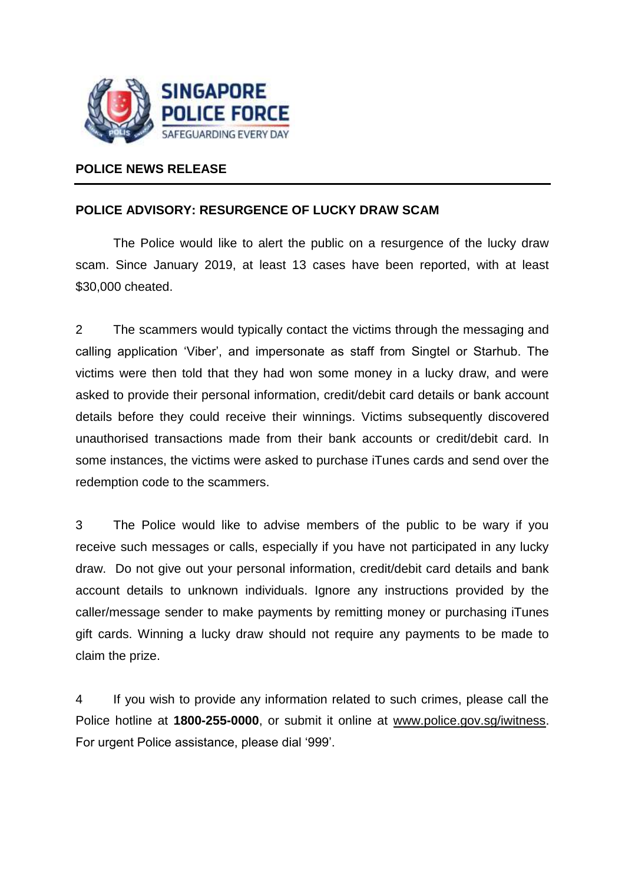**POLICE NEWS RELEASE**

---

## POLICE ADVISORY: RESURGENCE OF LUCKY DRAW SCAM

The Police would like to alert the public on a resurgence of the lucky draw scam. Since January 2019, at least 13 cases have been reported, with at least $30,000 cheated.

2 The scammers would typically contact the victims through the messaging and calling application 'Viber', and impersonate as staff from Singtel or Starhub. The victims were then told that they had won some money in a lucky draw, and were asked to provide their personal information, credit/debit card details or bank account details before they could receive their winnings. Victims subsequently discovered unauthorised transactions made from their bank accounts or credit/debit card. In some instances, the victims were asked to purchase iTunes cards and send over the redemption code to the scammers.

3 The Police would like to advise members of the public to be wary if you receive such messages or calls, especially if you have not participated in any lucky draw. Do not give out your personal information, credit/debit card details and bank account details to unknown individuals. Ignore any instructions provided by the caller/message sender to make payments by remitting money or purchasing iTunes gift cards. Winning a lucky draw should not require any payments to be made to claim the prize.

4 If you wish to provide any information related to such crimes, please call the Police hotline at **1800-255-0000**, or submit it online at www.police.gov.sg/iwitness. For urgent Police assistance, please dial '999'.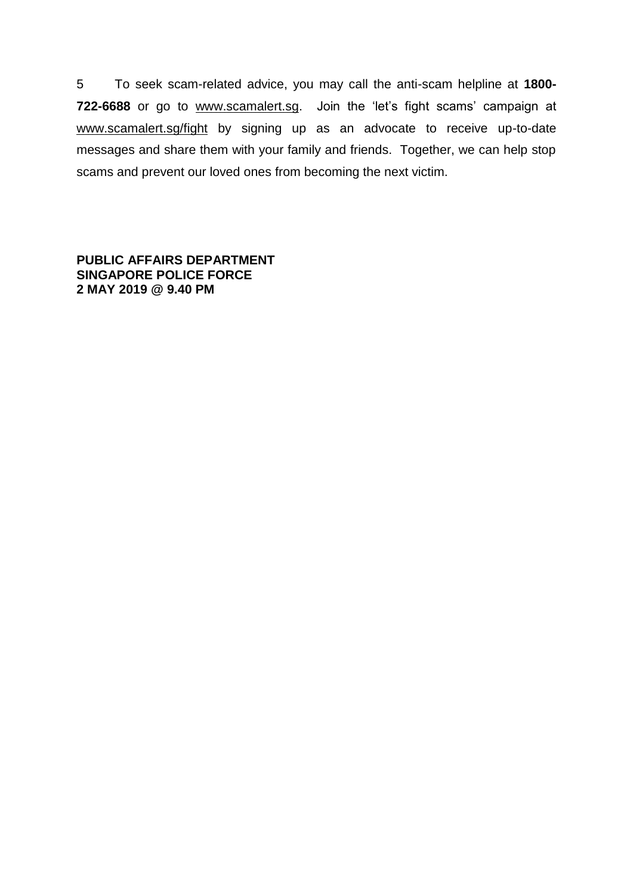5 To seek scam-related advice, you may call the anti-scam helpline at **1800-722-6688** or go to www.scamalert.sg. Join the 'let's fight scams' campaign at www.scamalert.sg/fight by signing up as an advocate to receive up-to-date messages and share them with your family and friends. Together, we can help stop scams and prevent our loved ones from becoming the next victim.

**PUBLIC AFFAIRS DEPARTMENT**
**SINGAPORE POLICE FORCE**
**2 MAY 2019 @ 9.40 PM**